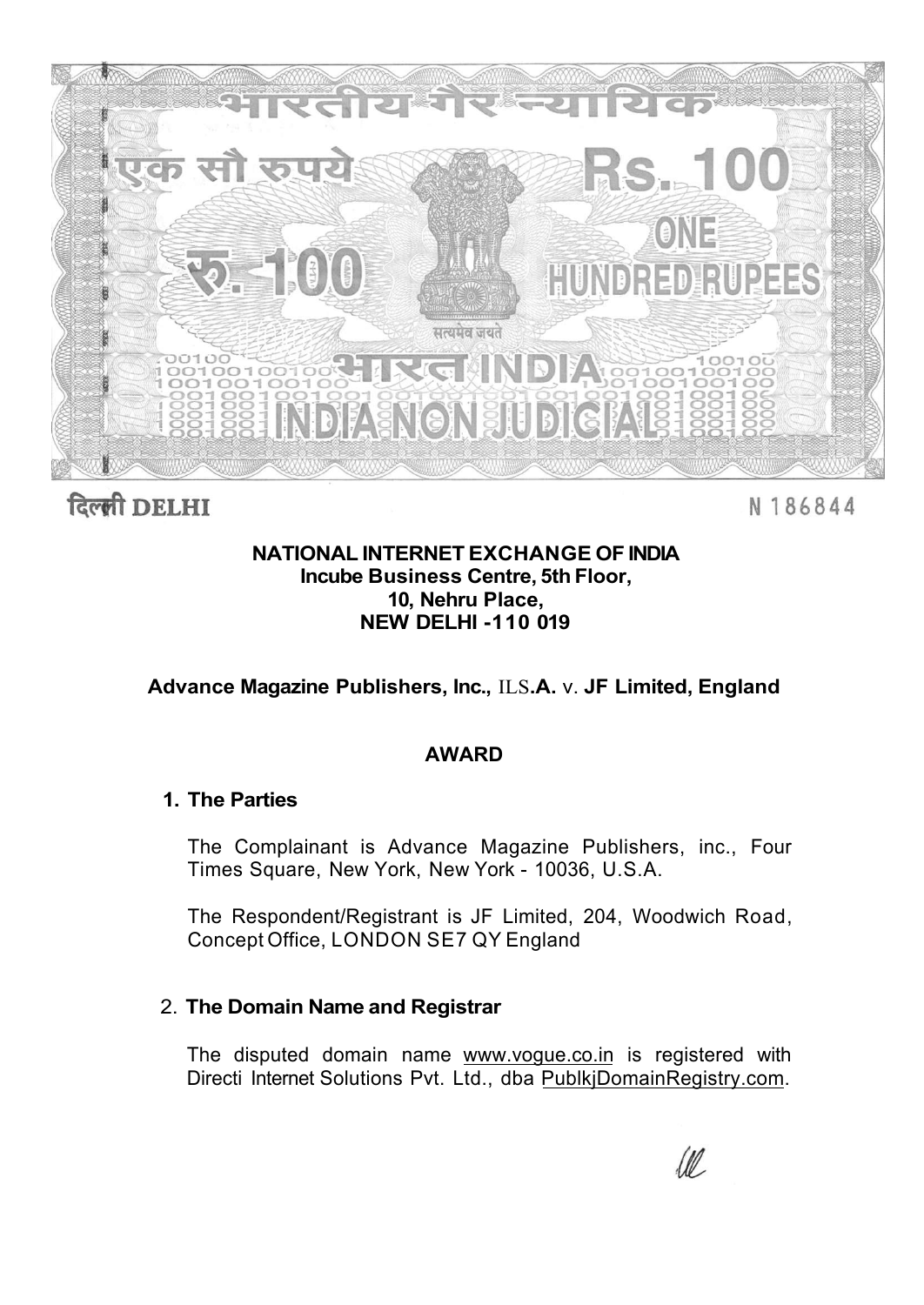भारतीय गैर न्यायिक

एक सौ रुपये Rs. 100

रु. 100 ONE HUNDRED RUPEES

सत्यमेव जयते

भारत INDIA

INDIA NON JUDICIAL

दिल्ली DELHI

N 186844

**NATIONAL INTERNET EXCHANGE OF INDIA**
**Incube Business Centre, 5th Floor,**
**10, Nehru Place,**
**NEW DELHI -110 019**

**Advance Magazine Publishers, Inc., ILS.A. v. JF Limited, England**

## AWARD

### 1. The Parties

The Complainant is Advance Magazine Publishers, inc., Four Times Square, New York, New York - 10036, U.S.A.

The Respondent/Registrant is JF Limited, 204, Woodwich Road, Concept Office, LONDON SE7 QY England

### 2. The Domain Name and Registrar

The disputed domain name www.vogue.co.in is registered with Directi Internet Solutions Pvt. Ltd., dba PublkjDomainRegistry.com.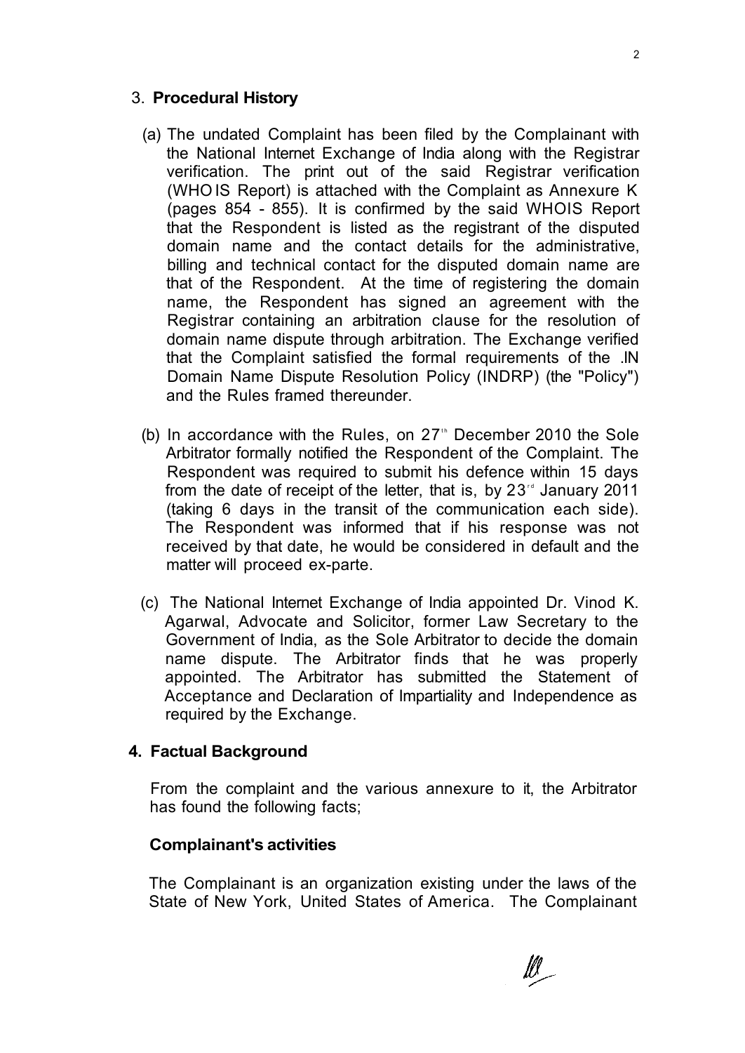## 3. **Procedural History**

(a) The undated Complaint has been filed by the Complainant with the National Internet Exchange of India along with the Registrar verification. The print out of the said Registrar verification (WHOIS Report) is attached with the Complaint as Annexure K (pages 854 - 855). It is confirmed by the said WHOIS Report that the Respondent is listed as the registrant of the disputed domain name and the contact details for the administrative, billing and technical contact for the disputed domain name are that of the Respondent. At the time of registering the domain name, the Respondent has signed an agreement with the Registrar containing an arbitration clause for the resolution of domain name dispute through arbitration. The Exchange verified that the Complaint satisfied the formal requirements of the .IN Domain Name Dispute Resolution Policy (INDRP) (the "Policy") and the Rules framed thereunder.

(b) In accordance with the Rules, on 27th December 2010 the Sole Arbitrator formally notified the Respondent of the Complaint. The Respondent was required to submit his defence within 15 days from the date of receipt of the letter, that is, by 23rd January 2011 (taking 6 days in the transit of the communication each side). The Respondent was informed that if his response was not received by that date, he would be considered in default and the matter will proceed ex-parte.

(c) The National Internet Exchange of India appointed Dr. Vinod K. Agarwal, Advocate and Solicitor, former Law Secretary to the Government of India, as the Sole Arbitrator to decide the domain name dispute. The Arbitrator finds that he was properly appointed. The Arbitrator has submitted the Statement of Acceptance and Declaration of Impartiality and Independence as required by the Exchange.

## 4. **Factual Background**

From the complaint and the various annexure to it, the Arbitrator has found the following facts;

### **Complainant's activities**

The Complainant is an organization existing under the laws of the State of New York, United States of America. The Complainant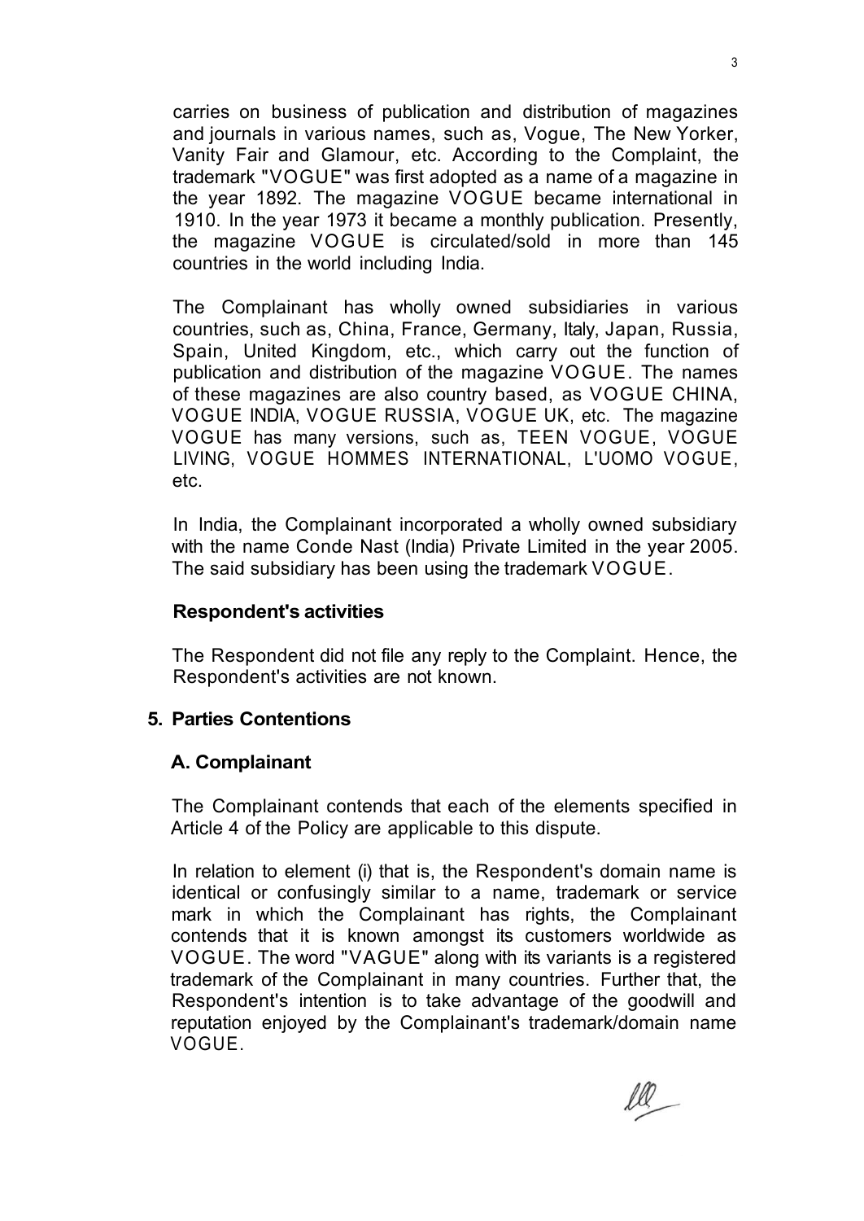carries on business of publication and distribution of magazines and journals in various names, such as, Vogue, The New Yorker, Vanity Fair and Glamour, etc. According to the Complaint, the trademark "VOGUE" was first adopted as a name of a magazine in the year 1892. The magazine VOGUE became international in 1910. In the year 1973 it became a monthly publication. Presently, the magazine VOGUE is circulated/sold in more than 145 countries in the world including India.

The Complainant has wholly owned subsidiaries in various countries, such as, China, France, Germany, Italy, Japan, Russia, Spain, United Kingdom, etc., which carry out the function of publication and distribution of the magazine VOGUE. The names of these magazines are also country based, as VOGUE CHINA, VOGUE INDIA, VOGUE RUSSIA, VOGUE UK, etc. The magazine VOGUE has many versions, such as, TEEN VOGUE, VOGUE LIVING, VOGUE HOMMES INTERNATIONAL, L'UOMO VOGUE, etc.

In India, the Complainant incorporated a wholly owned subsidiary with the name Conde Nast (India) Private Limited in the year 2005. The said subsidiary has been using the trademark VOGUE.

**Respondent's activities**

The Respondent did not file any reply to the Complaint. Hence, the Respondent's activities are not known.

## 5. Parties Contentions

### A. Complainant

The Complainant contends that each of the elements specified in Article 4 of the Policy are applicable to this dispute.

In relation to element (i) that is, the Respondent's domain name is identical or confusingly similar to a name, trademark or service mark in which the Complainant has rights, the Complainant contends that it is known amongst its customers worldwide as VOGUE. The word "VAGUE" along with its variants is a registered trademark of the Complainant in many countries. Further that, the Respondent's intention is to take advantage of the goodwill and reputation enjoyed by the Complainant's trademark/domain name VOGUE.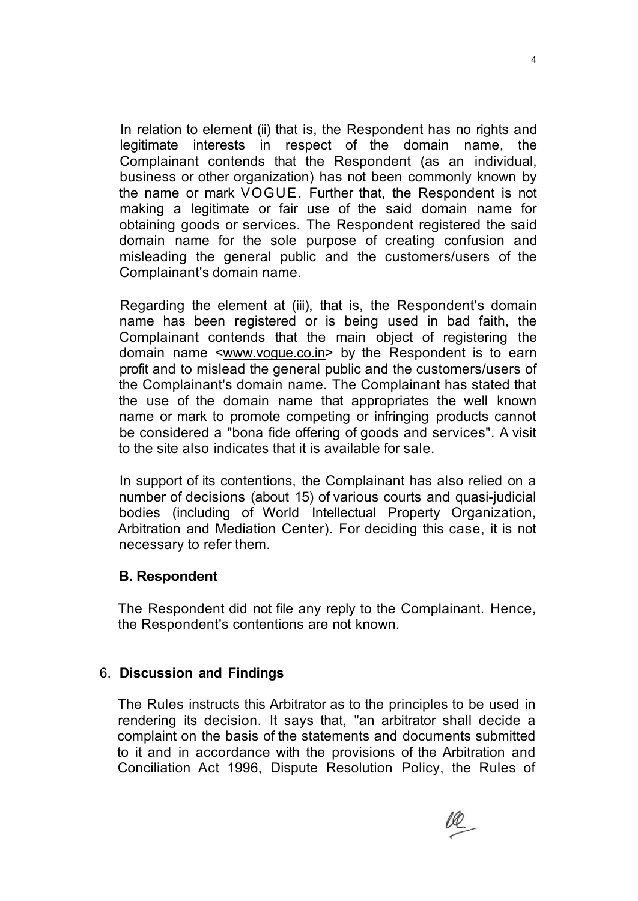In relation to element (ii) that is, the Respondent has no rights and legitimate interests in respect of the domain name, the Complainant contends that the Respondent (as an individual, business or other organization) has not been commonly known by the name or mark VOGUE. Further that, the Respondent is not making a legitimate or fair use of the said domain name for obtaining goods or services. The Respondent registered the said domain name for the sole purpose of creating confusion and misleading the general public and the customers/users of the Complainant's domain name.

Regarding the element at (iii), that is, the Respondent's domain name has been registered or is being used in bad faith, the Complainant contends that the main object of registering the domain name <www.vogue.co.in> by the Respondent is to earn profit and to mislead the general public and the customers/users of the Complainant's domain name. The Complainant has stated that the use of the domain name that appropriates the well known name or mark to promote competing or infringing products cannot be considered a "bona fide offering of goods and services". A visit to the site also indicates that it is available for sale.

In support of its contentions, the Complainant has also relied on a number of decisions (about 15) of various courts and quasi-judicial bodies (including of World Intellectual Property Organization, Arbitration and Mediation Center). For deciding this case, it is not necessary to refer them.

### B. Respondent

The Respondent did not file any reply to the Complainant. Hence, the Respondent's contentions are not known.

## 6. Discussion and Findings

The Rules instructs this Arbitrator as to the principles to be used in rendering its decision. It says that, "an arbitrator shall decide a complaint on the basis of the statements and documents submitted to it and in accordance with the provisions of the Arbitration and Conciliation Act 1996, Dispute Resolution Policy, the Rules of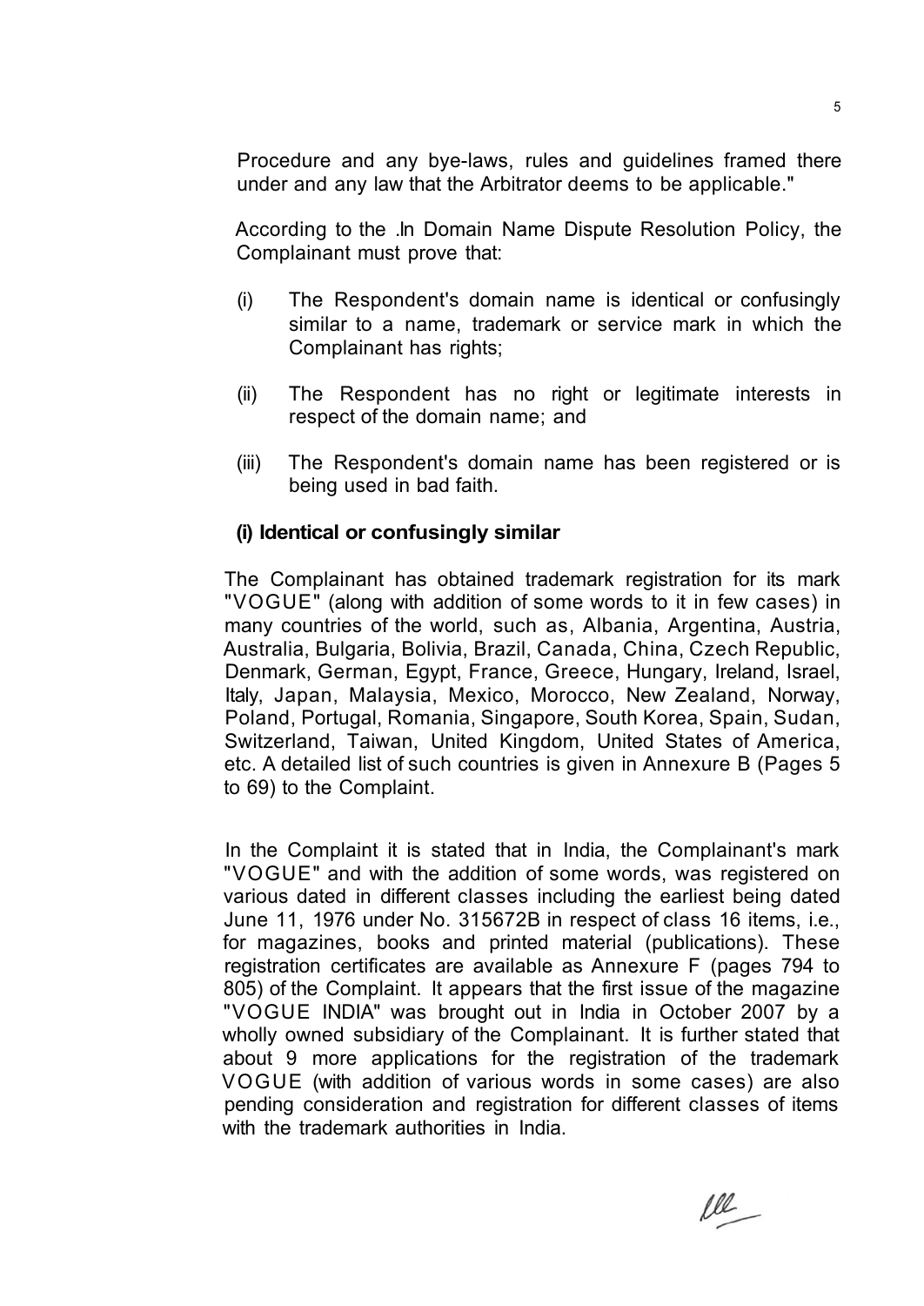Procedure and any bye-laws, rules and guidelines framed there under and any law that the Arbitrator deems to be applicable."

According to the .In Domain Name Dispute Resolution Policy, the Complainant must prove that:

(i) The Respondent's domain name is identical or confusingly similar to a name, trademark or service mark in which the Complainant has rights;

(ii) The Respondent has no right or legitimate interests in respect of the domain name; and

(iii) The Respondent's domain name has been registered or is being used in bad faith.

**(i) Identical or confusingly similar**

The Complainant has obtained trademark registration for its mark "VOGUE" (along with addition of some words to it in few cases) in many countries of the world, such as, Albania, Argentina, Austria, Australia, Bulgaria, Bolivia, Brazil, Canada, China, Czech Republic, Denmark, German, Egypt, France, Greece, Hungary, Ireland, Israel, Italy, Japan, Malaysia, Mexico, Morocco, New Zealand, Norway, Poland, Portugal, Romania, Singapore, South Korea, Spain, Sudan, Switzerland, Taiwan, United Kingdom, United States of America, etc. A detailed list of such countries is given in Annexure B (Pages 5 to 69) to the Complaint.

In the Complaint it is stated that in India, the Complainant's mark "VOGUE" and with the addition of some words, was registered on various dated in different classes including the earliest being dated June 11, 1976 under No. 315672B in respect of class 16 items, i.e., for magazines, books and printed material (publications). These registration certificates are available as Annexure F (pages 794 to 805) of the Complaint. It appears that the first issue of the magazine "VOGUE INDIA" was brought out in India in October 2007 by a wholly owned subsidiary of the Complainant. It is further stated that about 9 more applications for the registration of the trademark VOGUE (with addition of various words in some cases) are also pending consideration and registration for different classes of items with the trademark authorities in India.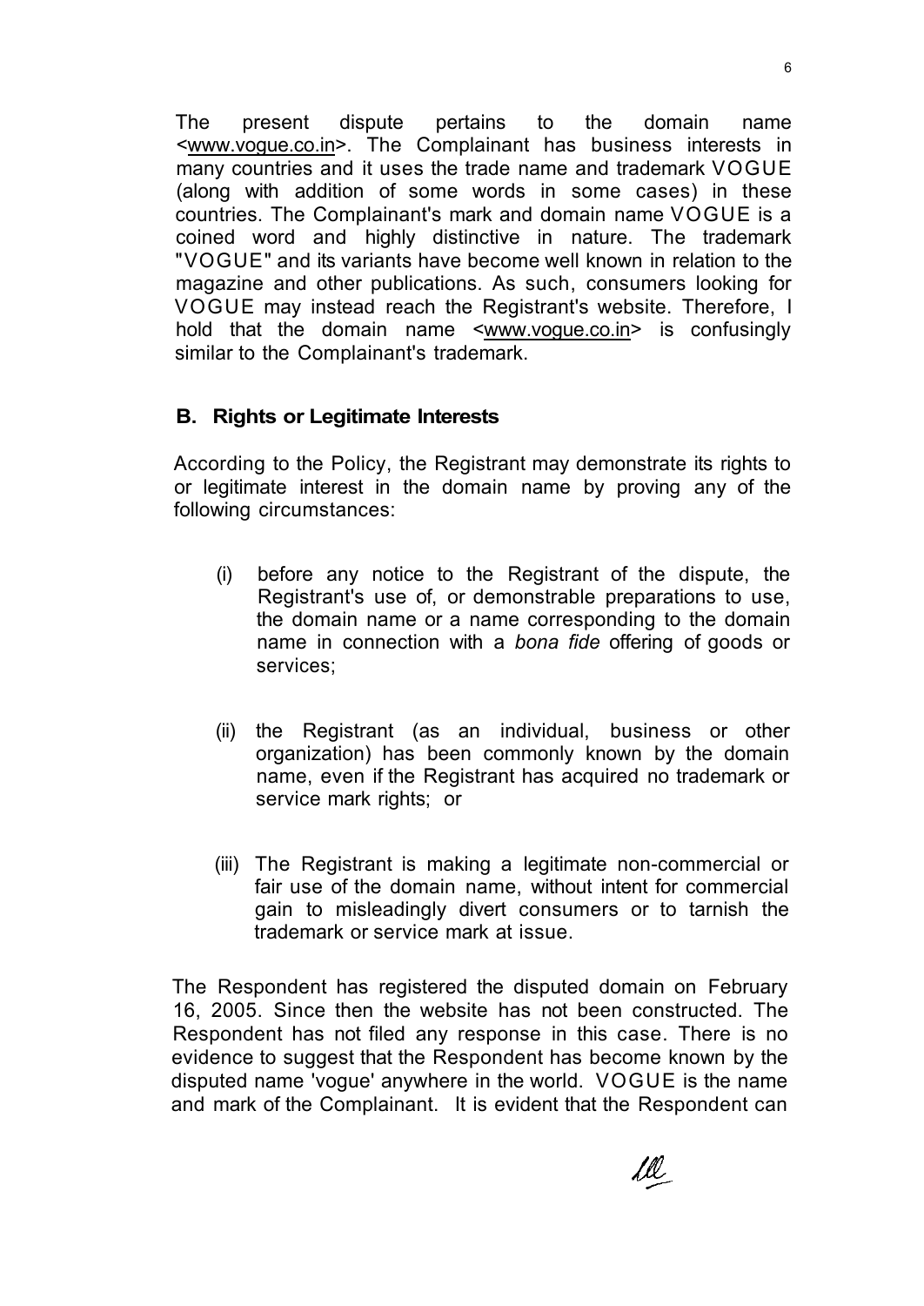The present dispute pertains to the domain name <www.vogue.co.in>. The Complainant has business interests in many countries and it uses the trade name and trademark VOGUE (along with addition of some words in some cases) in these countries. The Complainant's mark and domain name VOGUE is a coined word and highly distinctive in nature. The trademark "VOGUE" and its variants have become well known in relation to the magazine and other publications. As such, consumers looking for VOGUE may instead reach the Registrant's website. Therefore, I hold that the domain name <www.vogue.co.in> is confusingly similar to the Complainant's trademark.

### B. Rights or Legitimate Interests

According to the Policy, the Registrant may demonstrate its rights to or legitimate interest in the domain name by proving any of the following circumstances:

(i) before any notice to the Registrant of the dispute, the Registrant's use of, or demonstrable preparations to use, the domain name or a name corresponding to the domain name in connection with a *bona fide* offering of goods or services;

(ii) the Registrant (as an individual, business or other organization) has been commonly known by the domain name, even if the Registrant has acquired no trademark or service mark rights; or

(iii) The Registrant is making a legitimate non-commercial or fair use of the domain name, without intent for commercial gain to misleadingly divert consumers or to tarnish the trademark or service mark at issue.

The Respondent has registered the disputed domain on February 16, 2005. Since then the website has not been constructed. The Respondent has not filed any response in this case. There is no evidence to suggest that the Respondent has become known by the disputed name 'vogue' anywhere in the world. VOGUE is the name and mark of the Complainant. It is evident that the Respondent can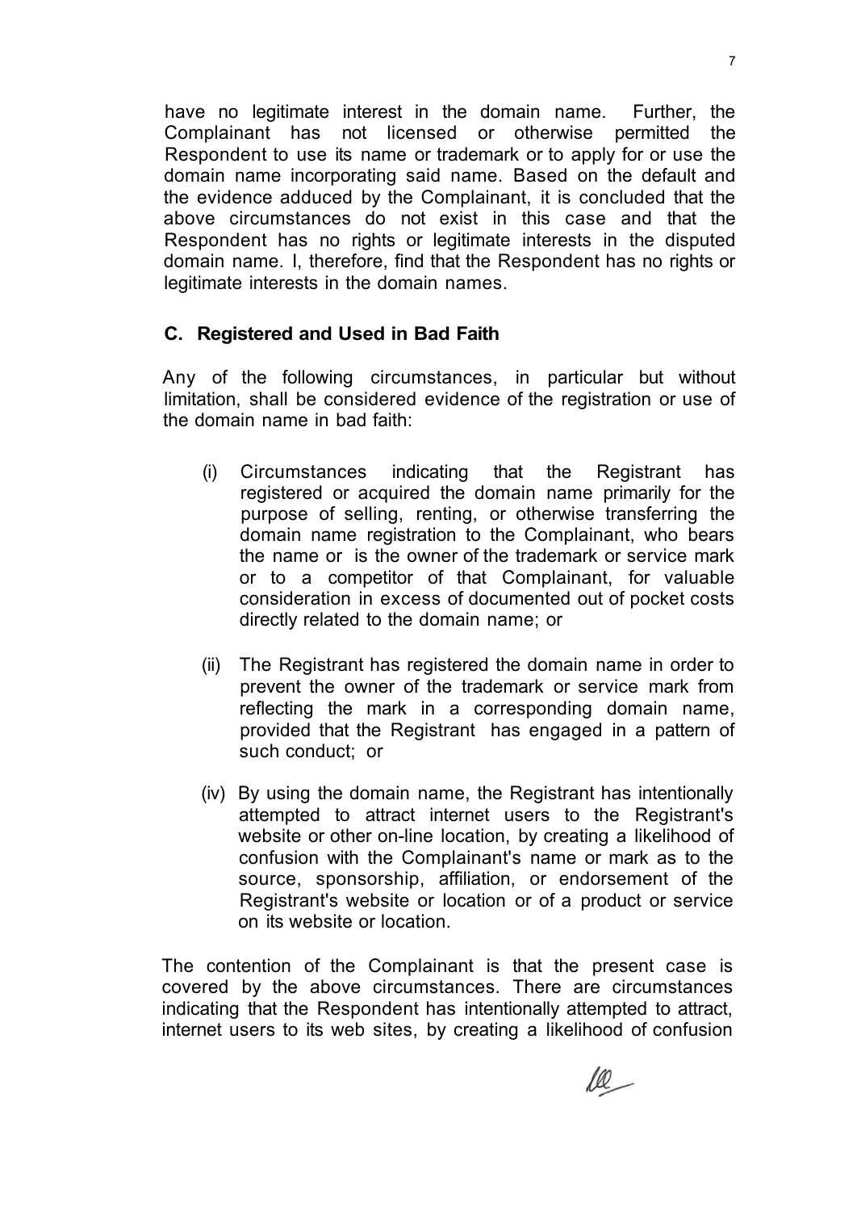have no legitimate interest in the domain name. Further, the Complainant has not licensed or otherwise permitted the Respondent to use its name or trademark or to apply for or use the domain name incorporating said name. Based on the default and the evidence adduced by the Complainant, it is concluded that the above circumstances do not exist in this case and that the Respondent has no rights or legitimate interests in the disputed domain name. I, therefore, find that the Respondent has no rights or legitimate interests in the domain names.

### C. Registered and Used in Bad Faith

Any of the following circumstances, in particular but without limitation, shall be considered evidence of the registration or use of the domain name in bad faith:

(i) Circumstances indicating that the Registrant has registered or acquired the domain name primarily for the purpose of selling, renting, or otherwise transferring the domain name registration to the Complainant, who bears the name or is the owner of the trademark or service mark or to a competitor of that Complainant, for valuable consideration in excess of documented out of pocket costs directly related to the domain name; or

(ii) The Registrant has registered the domain name in order to prevent the owner of the trademark or service mark from reflecting the mark in a corresponding domain name, provided that the Registrant has engaged in a pattern of such conduct; or

(iv) By using the domain name, the Registrant has intentionally attempted to attract internet users to the Registrant's website or other on-line location, by creating a likelihood of confusion with the Complainant's name or mark as to the source, sponsorship, affiliation, or endorsement of the Registrant's website or location or of a product or service on its website or location.

The contention of the Complainant is that the present case is covered by the above circumstances. There are circumstances indicating that the Respondent has intentionally attempted to attract, internet users to its web sites, by creating a likelihood of confusion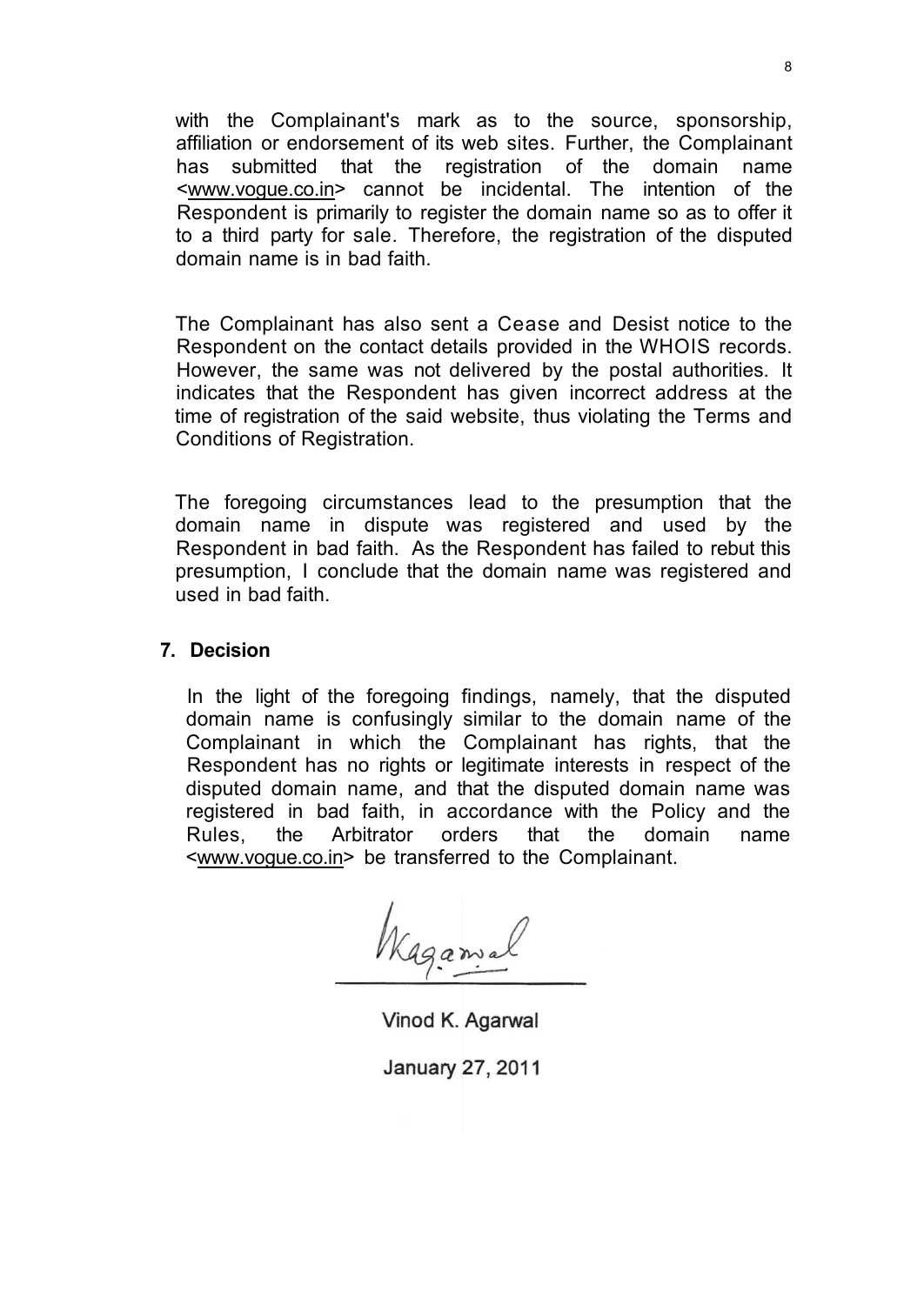with the Complainant's mark as to the source, sponsorship, affiliation or endorsement of its web sites. Further, the Complainant has submitted that the registration of the domain name <www.vogue.co.in> cannot be incidental. The intention of the Respondent is primarily to register the domain name so as to offer it to a third party for sale. Therefore, the registration of the disputed domain name is in bad faith.

The Complainant has also sent a Cease and Desist notice to the Respondent on the contact details provided in the WHOIS records. However, the same was not delivered by the postal authorities. It indicates that the Respondent has given incorrect address at the time of registration of the said website, thus violating the Terms and Conditions of Registration.

The foregoing circumstances lead to the presumption that the domain name in dispute was registered and used by the Respondent in bad faith. As the Respondent has failed to rebut this presumption, I conclude that the domain name was registered and used in bad faith.

## 7. Decision

In the light of the foregoing findings, namely, that the disputed domain name is confusingly similar to the domain name of the Complainant in which the Complainant has rights, that the Respondent has no rights or legitimate interests in respect of the disputed domain name, and that the disputed domain name was registered in bad faith, in accordance with the Policy and the Rules, the Arbitrator orders that the domain name <www.vogue.co.in> be transferred to the Complainant.

Vinod K. Agarwal

January 27, 2011